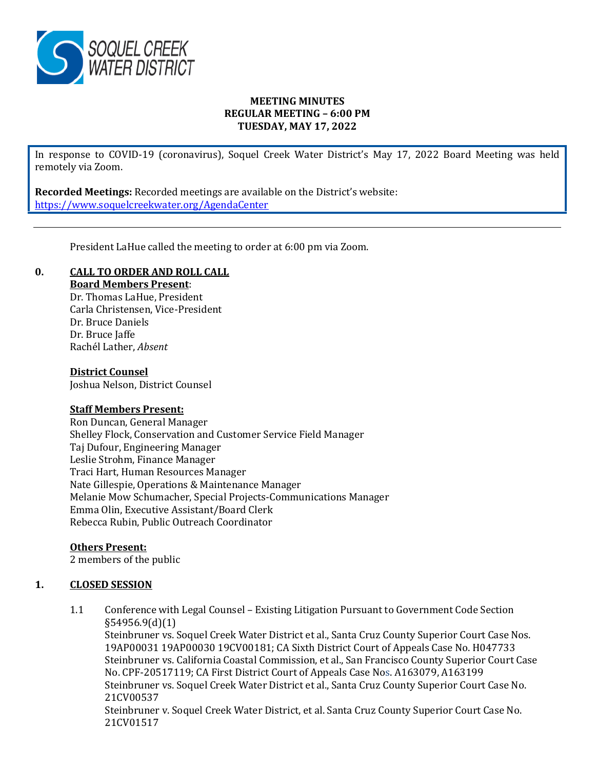SOQUEL CREEK WATER DISTRICT

**MEETING MINUTES**
**REGULAR MEETING – 6:00 PM**
**TUESDAY, MAY 17, 2022**

In response to COVID-19 (coronavirus), Soquel Creek Water District's May 17, 2022 Board Meeting was held remotely via Zoom.

**Recorded Meetings:** Recorded meetings are available on the District's website: https://www.soquelcreekwater.org/AgendaCenter

---

President LaHue called the meeting to order at 6:00 pm via Zoom.

**0. CALL TO ORDER AND ROLL CALL**

**Board Members Present**:
Dr. Thomas LaHue, President
Carla Christensen, Vice-President
Dr. Bruce Daniels
Dr. Bruce Jaffe
Rachél Lather, *Absent*

**District Counsel**
Joshua Nelson, District Counsel

**Staff Members Present:**
Ron Duncan, General Manager
Shelley Flock, Conservation and Customer Service Field Manager
Taj Dufour, Engineering Manager
Leslie Strohm, Finance Manager
Traci Hart, Human Resources Manager
Nate Gillespie, Operations & Maintenance Manager
Melanie Mow Schumacher, Special Projects-Communications Manager
Emma Olin, Executive Assistant/Board Clerk
Rebecca Rubin, Public Outreach Coordinator

**Others Present:**
2 members of the public

**1. CLOSED SESSION**

1.1 Conference with Legal Counsel – Existing Litigation Pursuant to Government Code Section §54956.9(d)(1)
Steinbruner vs. Soquel Creek Water District et al., Santa Cruz County Superior Court Case Nos. 19AP00031 19AP00030 19CV00181; CA Sixth District Court of Appeals Case No. H047733
Steinbruner vs. California Coastal Commission, et al., San Francisco County Superior Court Case No. CPF-20517119; CA First District Court of Appeals Case Nos. A163079, A163199
Steinbruner vs. Soquel Creek Water District et al., Santa Cruz County Superior Court Case No. 21CV00537
Steinbruner v. Soquel Creek Water District, et al. Santa Cruz County Superior Court Case No. 21CV01517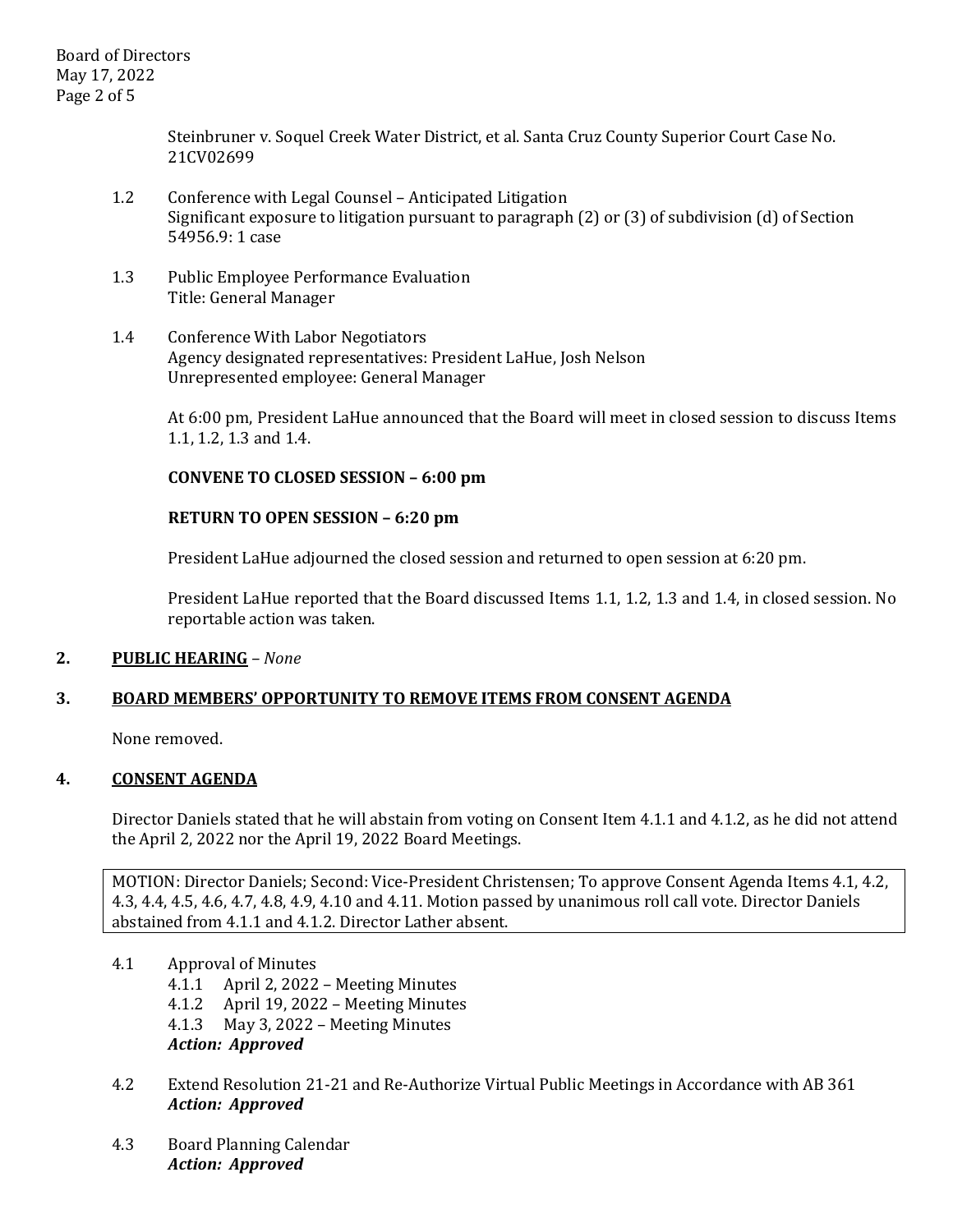Steinbruner v. Soquel Creek Water District, et al. Santa Cruz County Superior Court Case No. 21CV02699

1.2 Conference with Legal Counsel – Anticipated Litigation
Significant exposure to litigation pursuant to paragraph (2) or (3) of subdivision (d) of Section 54956.9: 1 case

1.3 Public Employee Performance Evaluation
Title: General Manager

1.4 Conference With Labor Negotiators
Agency designated representatives: President LaHue, Josh Nelson
Unrepresented employee: General Manager

At 6:00 pm, President LaHue announced that the Board will meet in closed session to discuss Items 1.1, 1.2, 1.3 and 1.4.

**CONVENE TO CLOSED SESSION – 6:00 pm**

**RETURN TO OPEN SESSION – 6:20 pm**

President LaHue adjourned the closed session and returned to open session at 6:20 pm.

President LaHue reported that the Board discussed Items 1.1, 1.2, 1.3 and 1.4, in closed session. No reportable action was taken.

## 2. PUBLIC HEARING – *None*

## 3. BOARD MEMBERS' OPPORTUNITY TO REMOVE ITEMS FROM CONSENT AGENDA

None removed.

## 4. CONSENT AGENDA

Director Daniels stated that he will abstain from voting on Consent Item 4.1.1 and 4.1.2, as he did not attend the April 2, 2022 nor the April 19, 2022 Board Meetings.

> MOTION: Director Daniels; Second: Vice-President Christensen; To approve Consent Agenda Items 4.1, 4.2, 4.3, 4.4, 4.5, 4.6, 4.7, 4.8, 4.9, 4.10 and 4.11. Motion passed by unanimous roll call vote. Director Daniels abstained from 4.1.1 and 4.1.2. Director Lather absent.

4.1 Approval of Minutes
- 4.1.1 April 2, 2022 – Meeting Minutes
- 4.1.2 April 19, 2022 – Meeting Minutes
- 4.1.3 May 3, 2022 – Meeting Minutes

***Action: Approved***

4.2 Extend Resolution 21-21 and Re-Authorize Virtual Public Meetings in Accordance with AB 361
***Action: Approved***

4.3 Board Planning Calendar
***Action: Approved***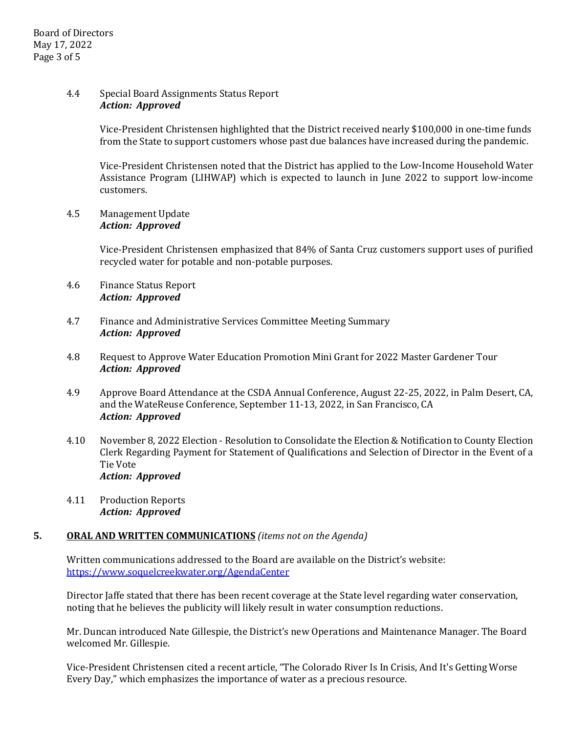4.4 Special Board Assignments Status Report
***Action: Approved***

Vice-President Christensen highlighted that the District received nearly $100,000 in one-time funds from the State to support customers whose past due balances have increased during the pandemic.

Vice-President Christensen noted that the District has applied to the Low-Income Household Water Assistance Program (LIHWAP) which is expected to launch in June 2022 to support low-income customers.

4.5 Management Update
***Action: Approved***

Vice-President Christensen emphasized that 84% of Santa Cruz customers support uses of purified recycled water for potable and non-potable purposes.

4.6 Finance Status Report
***Action: Approved***

4.7 Finance and Administrative Services Committee Meeting Summary
***Action: Approved***

4.8 Request to Approve Water Education Promotion Mini Grant for 2022 Master Gardener Tour
***Action: Approved***

4.9 Approve Board Attendance at the CSDA Annual Conference, August 22-25, 2022, in Palm Desert, CA, and the WateReuse Conference, September 11-13, 2022, in San Francisco, CA
***Action: Approved***

4.10 November 8, 2022 Election - Resolution to Consolidate the Election & Notification to County Election Clerk Regarding Payment for Statement of Qualifications and Selection of Director in the Event of a Tie Vote
***Action: Approved***

4.11 Production Reports
***Action: Approved***

## 5. ORAL AND WRITTEN COMMUNICATIONS *(items not on the Agenda)*

Written communications addressed to the Board are available on the District's website:
https://www.soquelcreekwater.org/AgendaCenter

Director Jaffe stated that there has been recent coverage at the State level regarding water conservation, noting that he believes the publicity will likely result in water consumption reductions.

Mr. Duncan introduced Nate Gillespie, the District's new Operations and Maintenance Manager. The Board welcomed Mr. Gillespie.

Vice-President Christensen cited a recent article, "The Colorado River Is In Crisis, And It's Getting Worse Every Day," which emphasizes the importance of water as a precious resource.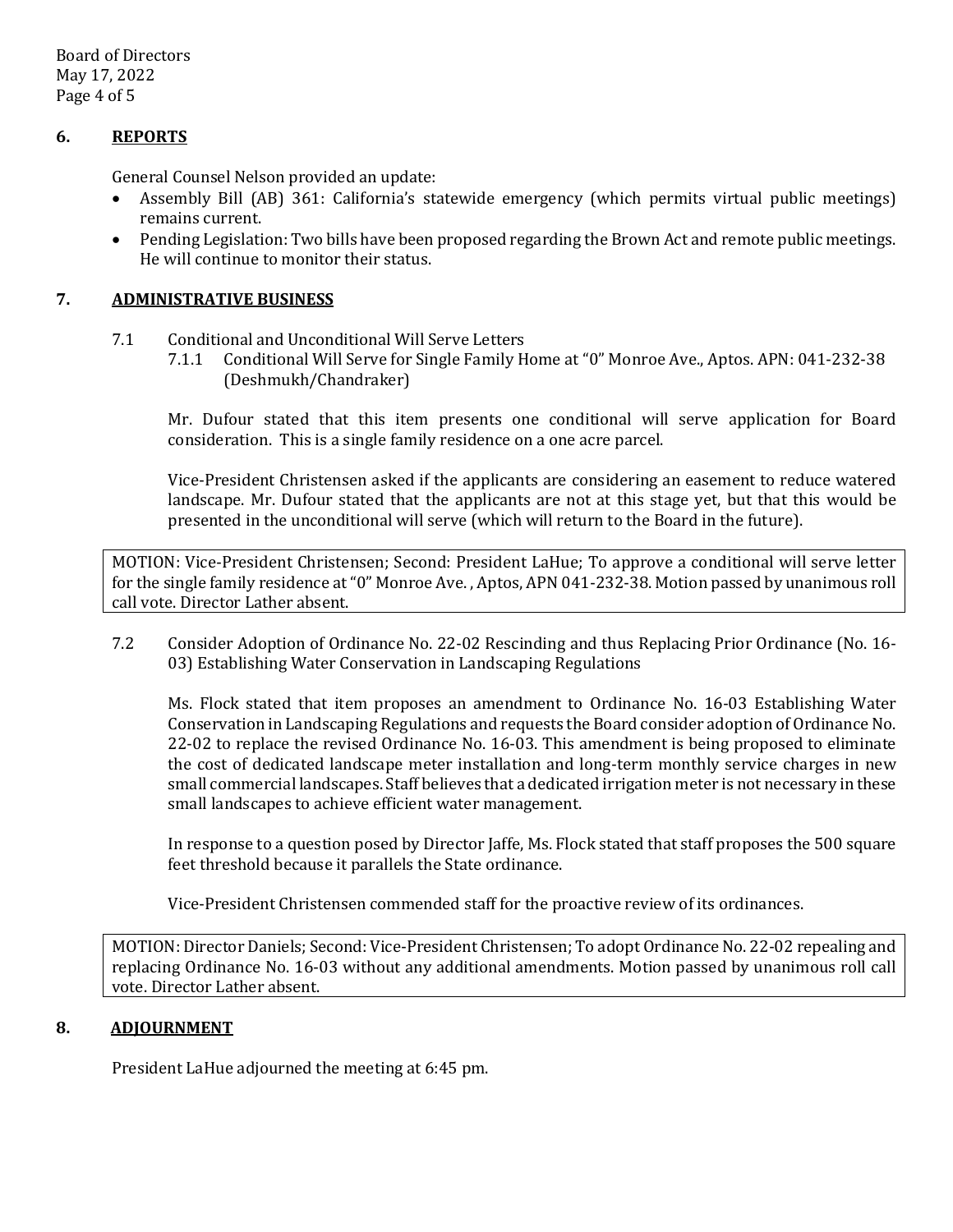## 6. REPORTS

General Counsel Nelson provided an update:

- Assembly Bill (AB) 361: California's statewide emergency (which permits virtual public meetings) remains current.
- Pending Legislation: Two bills have been proposed regarding the Brown Act and remote public meetings. He will continue to monitor their status.

## 7. ADMINISTRATIVE BUSINESS

7.1 Conditional and Unconditional Will Serve Letters

7.1.1 Conditional Will Serve for Single Family Home at "0" Monroe Ave., Aptos. APN: 041-232-38 (Deshmukh/Chandraker)

Mr. Dufour stated that this item presents one conditional will serve application for Board consideration. This is a single family residence on a one acre parcel.

Vice-President Christensen asked if the applicants are considering an easement to reduce watered landscape. Mr. Dufour stated that the applicants are not at this stage yet, but that this would be presented in the unconditional will serve (which will return to the Board in the future).

> MOTION: Vice-President Christensen; Second: President LaHue; To approve a conditional will serve letter for the single family residence at "0" Monroe Ave. , Aptos, APN 041-232-38. Motion passed by unanimous roll call vote. Director Lather absent.

7.2 Consider Adoption of Ordinance No. 22-02 Rescinding and thus Replacing Prior Ordinance (No. 16-03) Establishing Water Conservation in Landscaping Regulations

Ms. Flock stated that item proposes an amendment to Ordinance No. 16-03 Establishing Water Conservation in Landscaping Regulations and requests the Board consider adoption of Ordinance No. 22-02 to replace the revised Ordinance No. 16-03. This amendment is being proposed to eliminate the cost of dedicated landscape meter installation and long-term monthly service charges in new small commercial landscapes. Staff believes that a dedicated irrigation meter is not necessary in these small landscapes to achieve efficient water management.

In response to a question posed by Director Jaffe, Ms. Flock stated that staff proposes the 500 square feet threshold because it parallels the State ordinance.

Vice-President Christensen commended staff for the proactive review of its ordinances.

> MOTION: Director Daniels; Second: Vice-President Christensen; To adopt Ordinance No. 22-02 repealing and replacing Ordinance No. 16-03 without any additional amendments. Motion passed by unanimous roll call vote. Director Lather absent.

## 8. ADJOURNMENT

President LaHue adjourned the meeting at 6:45 pm.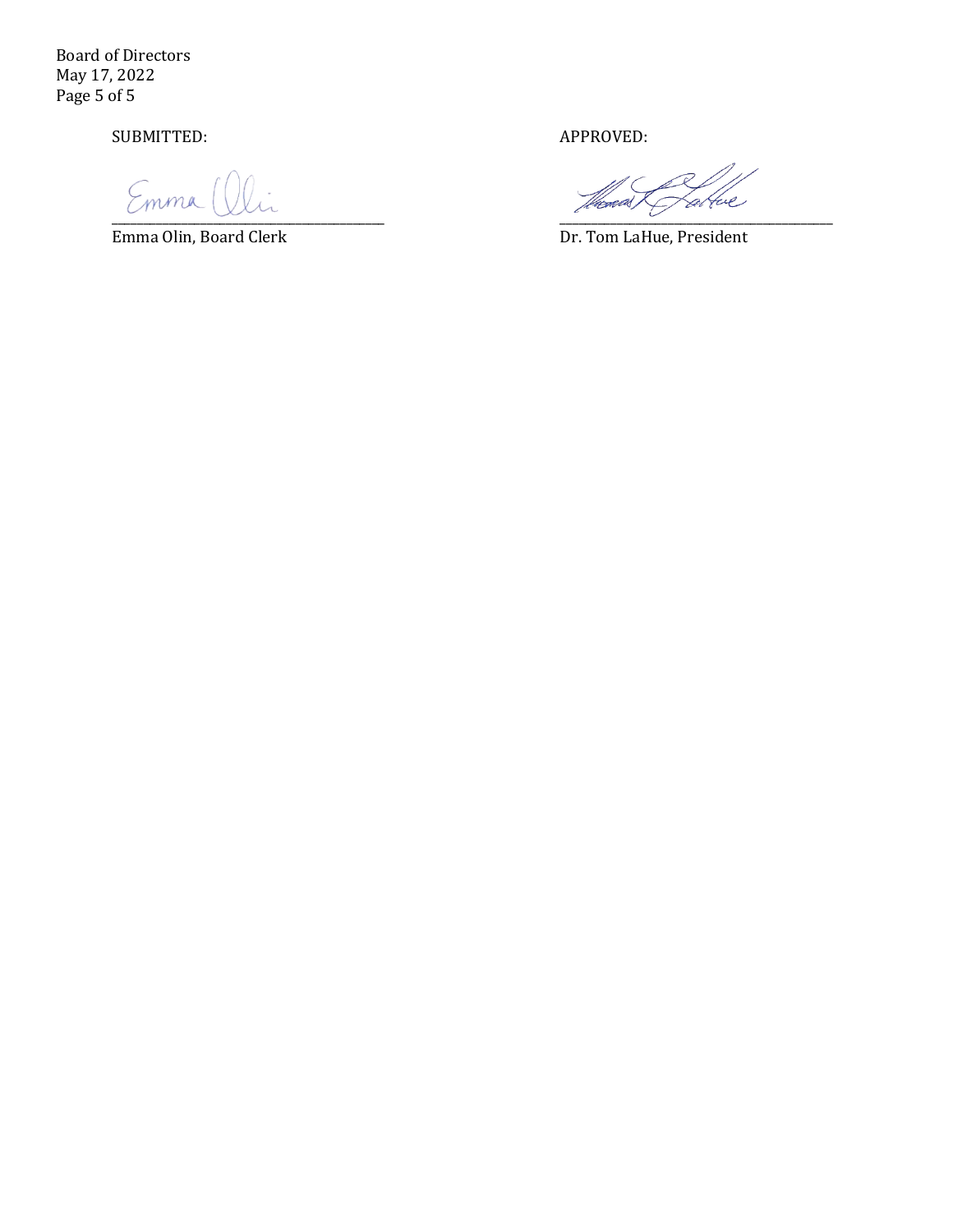SUBMITTED:

Emma Olin

\_\_\_\_\_\_\_\_\_\_\_\_\_\_\_\_\_\_\_\_\_\_\_\_\_\_\_\_\_\_\_\_\_\_\_\_\_\_\_\_

Emma Olin, Board Clerk

APPROVED:

Thomas R LaHue

\_\_\_\_\_\_\_\_\_\_\_\_\_\_\_\_\_\_\_\_\_\_\_\_\_\_\_\_\_\_\_\_\_\_\_\_\_\_\_\_

Dr. Tom LaHue, President